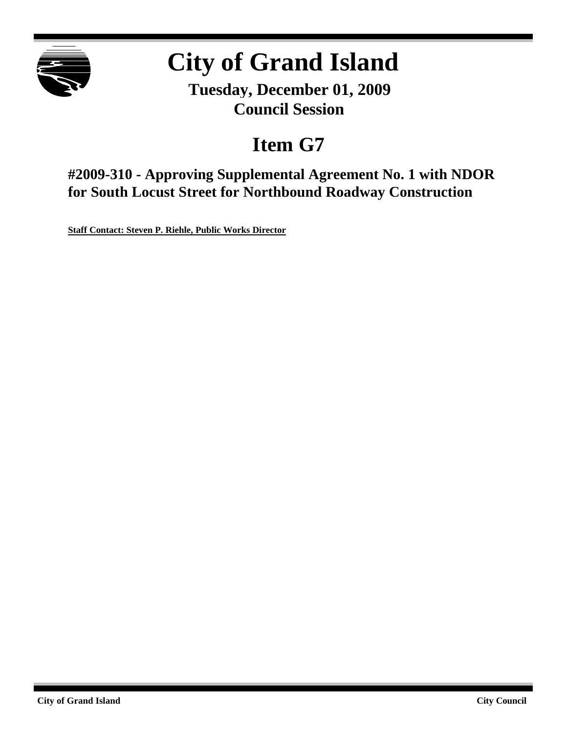# City of Grand Island

**Tuesday, December 01, 2009**
**Council Session**

## Item G7

### #2009-310 - Approving Supplemental Agreement No. 1 with NDOR for South Locust Street for Northbound Roadway Construction

**Staff Contact: Steven P. Riehle, Public Works Director**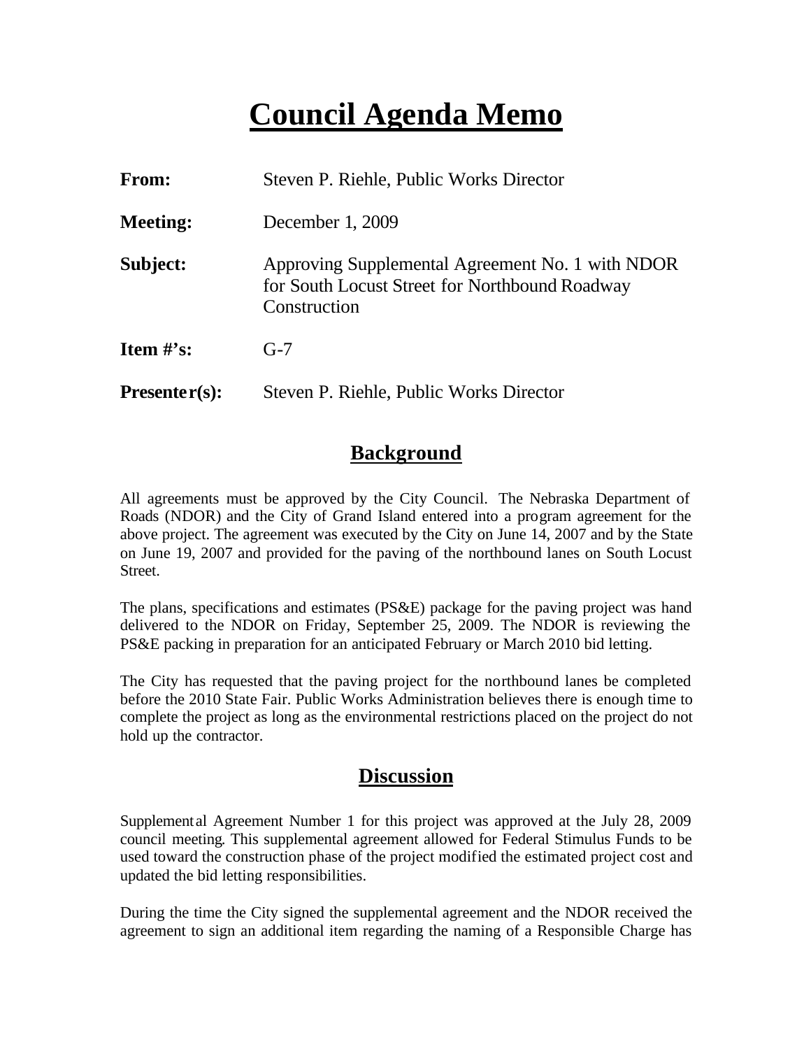# Council Agenda Memo

| | |
|---|---|
| **From:** | Steven P. Riehle, Public Works Director |
| **Meeting:** | December 1, 2009 |
| **Subject:** | Approving Supplemental Agreement No. 1 with NDOR for South Locust Street for Northbound Roadway Construction |
| **Item #'s:** | G-7 |
| **Presenter(s):** | Steven P. Riehle, Public Works Director |

## Background

All agreements must be approved by the City Council. The Nebraska Department of Roads (NDOR) and the City of Grand Island entered into a program agreement for the above project. The agreement was executed by the City on June 14, 2007 and by the State on June 19, 2007 and provided for the paving of the northbound lanes on South Locust Street.

The plans, specifications and estimates (PS&E) package for the paving project was hand delivered to the NDOR on Friday, September 25, 2009. The NDOR is reviewing the PS&E packing in preparation for an anticipated February or March 2010 bid letting.

The City has requested that the paving project for the northbound lanes be completed before the 2010 State Fair. Public Works Administration believes there is enough time to complete the project as long as the environmental restrictions placed on the project do not hold up the contractor.

## Discussion

Supplemental Agreement Number 1 for this project was approved at the July 28, 2009 council meeting. This supplemental agreement allowed for Federal Stimulus Funds to be used toward the construction phase of the project modified the estimated project cost and updated the bid letting responsibilities.

During the time the City signed the supplemental agreement and the NDOR received the agreement to sign an additional item regarding the naming of a Responsible Charge has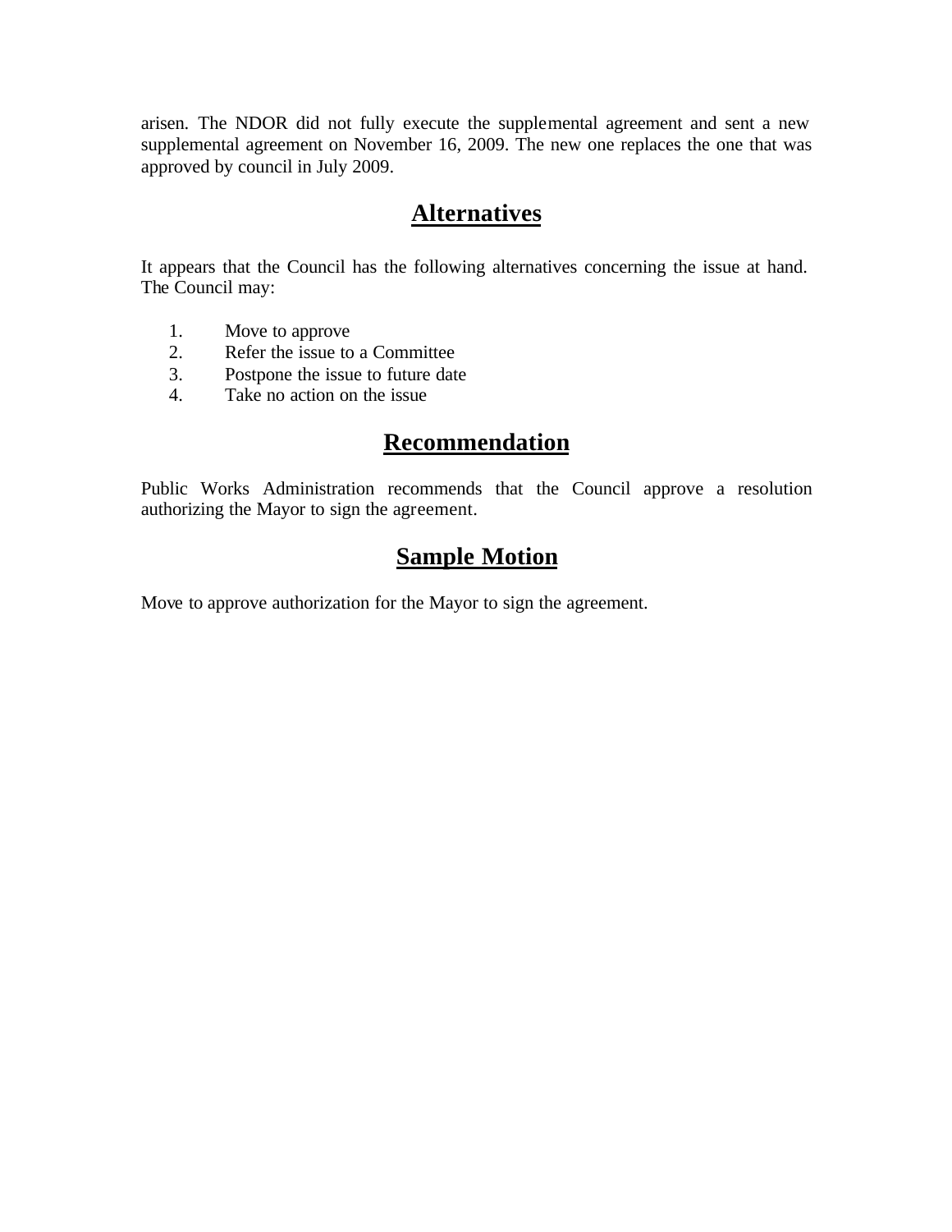arisen. The NDOR did not fully execute the supplemental agreement and sent a new supplemental agreement on November 16, 2009. The new one replaces the one that was approved by council in July 2009.

## Alternatives

It appears that the Council has the following alternatives concerning the issue at hand. The Council may:

1. Move to approve
2. Refer the issue to a Committee
3. Postpone the issue to future date
4. Take no action on the issue

## Recommendation

Public Works Administration recommends that the Council approve a resolution authorizing the Mayor to sign the agreement.

## Sample Motion

Move to approve authorization for the Mayor to sign the agreement.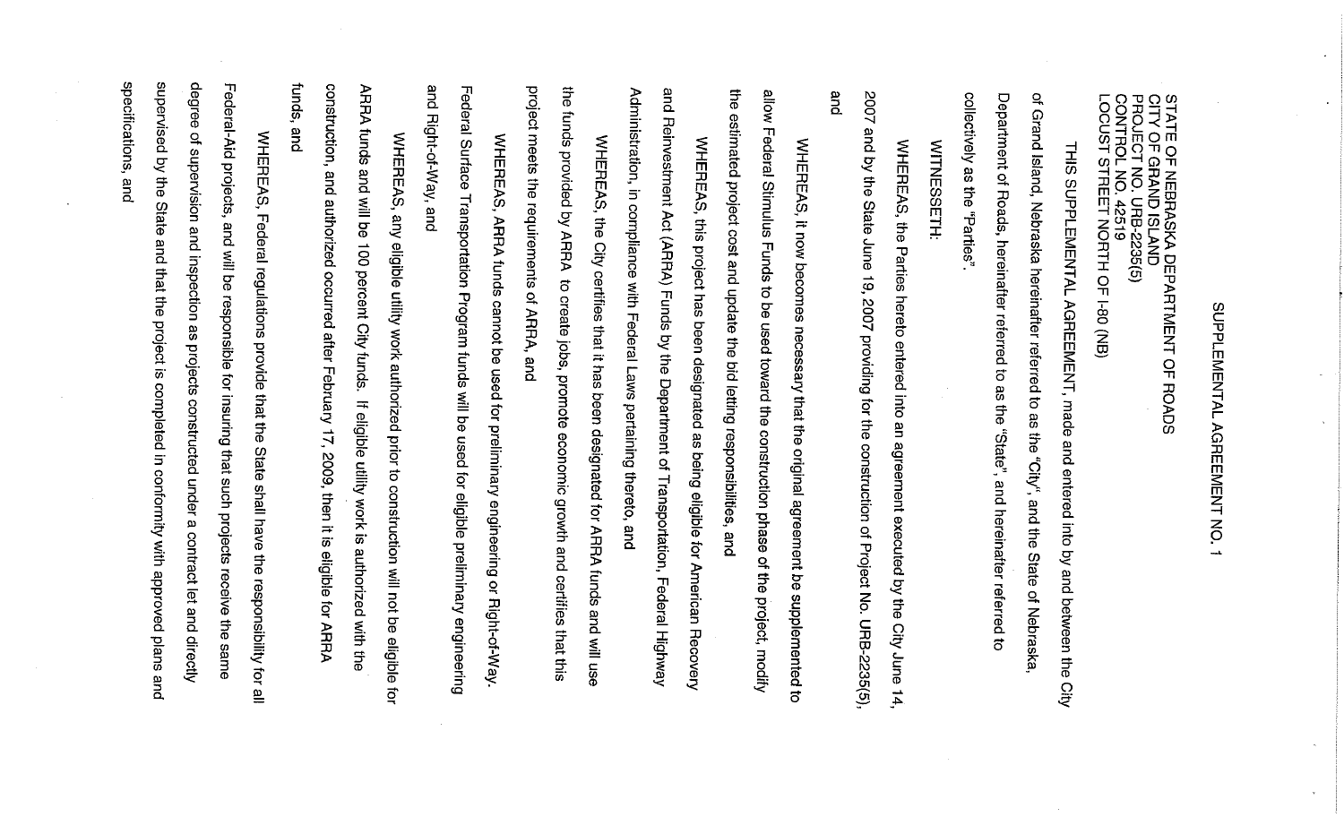# SUPPLEMENTAL AGREEMENT NO. 1

STATE OF NEBRASKA DEPARTMENT OF ROADS
CITY OF GRAND ISLAND
PROJECT NO. URB-2235(5)
CONTROL NO. 42519
LOCUST STREET NORTH OF I-80 (NB)

THIS SUPPLEMENTAL AGREEMENT, made and entered into by and between the City of Grand Island, Nebraska hereinafter referred to as the "City", and the State of Nebraska, Department of Roads, hereinafter referred to as the "State", and hereinafter referred to collectively as the "Parties".

WITNESSETH:

WHEREAS, the Parties hereto entered into an agreement executed by the City June 14, 2007 and by the State June 19, 2007 providing for the construction of Project No. URB-2235(5), and

WHEREAS, it now becomes necessary that the original agreement be supplemented to allow Federal Stimulus Funds to be used toward the construction phase of the project, modify the estimated project cost and update the bid letting responsibilities, and

WHEREAS, this project has been designated as being eligible for American Recovery and Reinvestment Act (ARRA) Funds by the Department of Transportation, Federal Highway Administration, in compliance with Federal Laws pertaining thereto, and

WHEREAS, the City certifies that it has been designated for ARRA funds and will use the funds provided by ARRA to create jobs, promote economic growth and certifies that this project meets the requirements of ARRA, and

WHEREAS, ARRA funds cannot be used for preliminary engineering or Right-of-Way. Federal Surface Transportation Program funds will be used for eligible preliminary engineering and Right-of-Way, and

WHEREAS, any eligible utility work authorized prior to construction will not be eligible for ARRA funds and will be 100 percent City funds. If eligible utility work is authorized with the construction, and authorized occurred after February 17, 2009, then it is eligible for ARRA funds, and

WHEREAS, Federal regulations provide that the State shall have the responsibility for all Federal-Aid projects, and will be responsible for insuring that such projects receive the same degree of supervision and inspection as projects constructed under a contract let and directly supervised by the State and that the project is completed in conformity with approved plans and specifications, and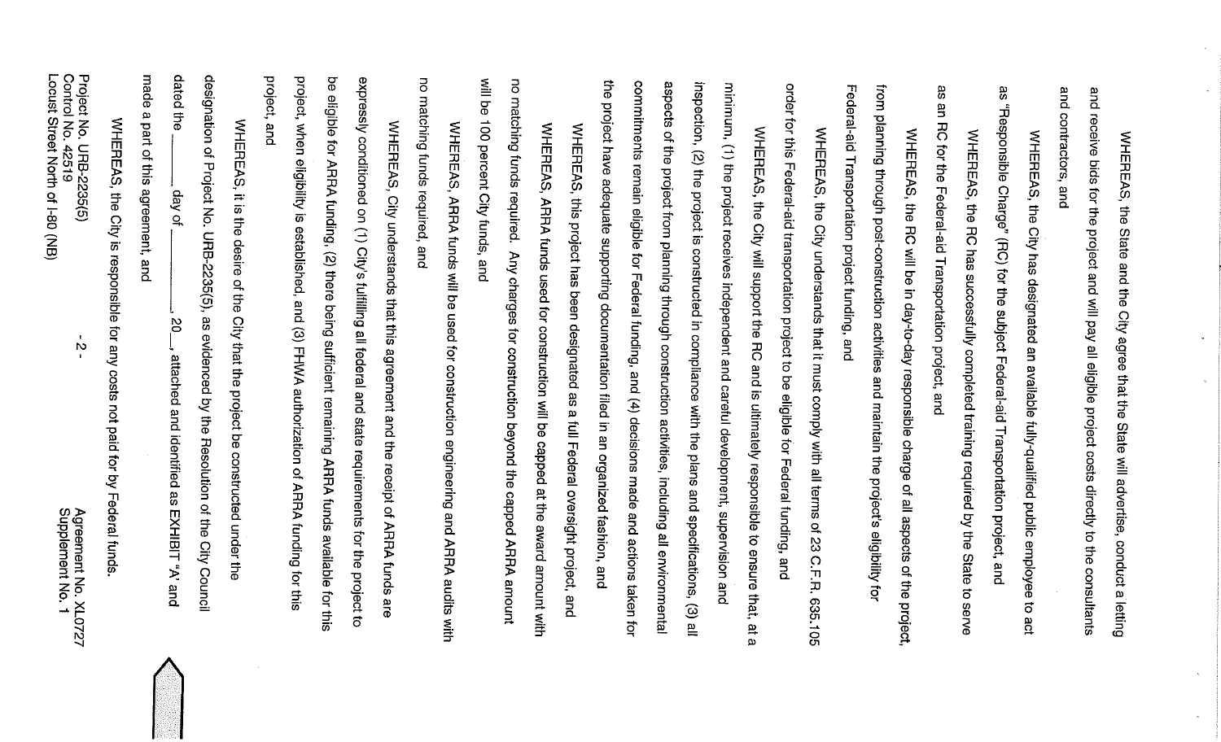WHEREAS, the State and the City agree that the State will advertise, conduct a letting and receive bids for the project and will pay all eligible project costs directly to the consultants and contractors, and

WHEREAS, the City has designated an available fully-qualified public employee to act as "Responsible Charge" (RC) for the subject Federal-aid Transportation project, and

WHEREAS, the RC has successfully completed training required by the State to serve as an RC for the Federal-aid Transportation project, and

WHEREAS, the RC will be in day-to-day responsible charge of all aspects of the project, from planning through post-construction activities and maintain the project's eligibility for Federal-aid Transportation project funding, and

WHEREAS, the City understands that it must comply with all terms of 23 C.F.R. 635.105 order for this Federal-aid transportation project to be eligible for Federal funding, and

WHEREAS, the City will support the RC and is ultimately responsible to ensure that, at a minimum, (1) the project receives independent and careful development, supervision and inspection, (2) the project is constructed in compliance with the plans and specifications, (3) all aspects of the project from planning through construction activities, including all environmental commitments remain eligible for Federal funding, and (4) decisions made and actions taken for the project have adequate supporting documentation filed in an organized fashion, and

WHEREAS, this project has been designated as a full Federal oversight project, and

WHEREAS, ARRA funds used for construction will be capped at the award amount with no matching funds required. Any charges for construction beyond the capped ARRA amount will be 100 percent City funds, and

WHEREAS, ARRA funds will be used for construction engineering and ARRA audits with no matching funds required, and

WHEREAS, City understands that this agreement and the receipt of ARRA funds are expressly conditioned on (1) City's fulfilling all federal and state requirements for the project to be eligible for ARRA funding, (2) there being sufficient remaining ARRA funds available for this project, when eligibility is established, and (3) FHWA authorization of ARRA funding for this project, and

WHEREAS, it is the desire of the City that the project be constructed under the designation of Project No. URB-2235(5), as evidenced by the Resolution of the City Council dated the _______ day of ___________, 20__, attached and identified as EXHIBIT "A" and made a part of this agreement, and

WHEREAS, the City is responsible for any costs not paid for by Federal funds.

Project No. URB-2235(5)
Control No. 42519
Locust Street North of I-80 (NB)

Agreement No. XL0727
Supplement No. 1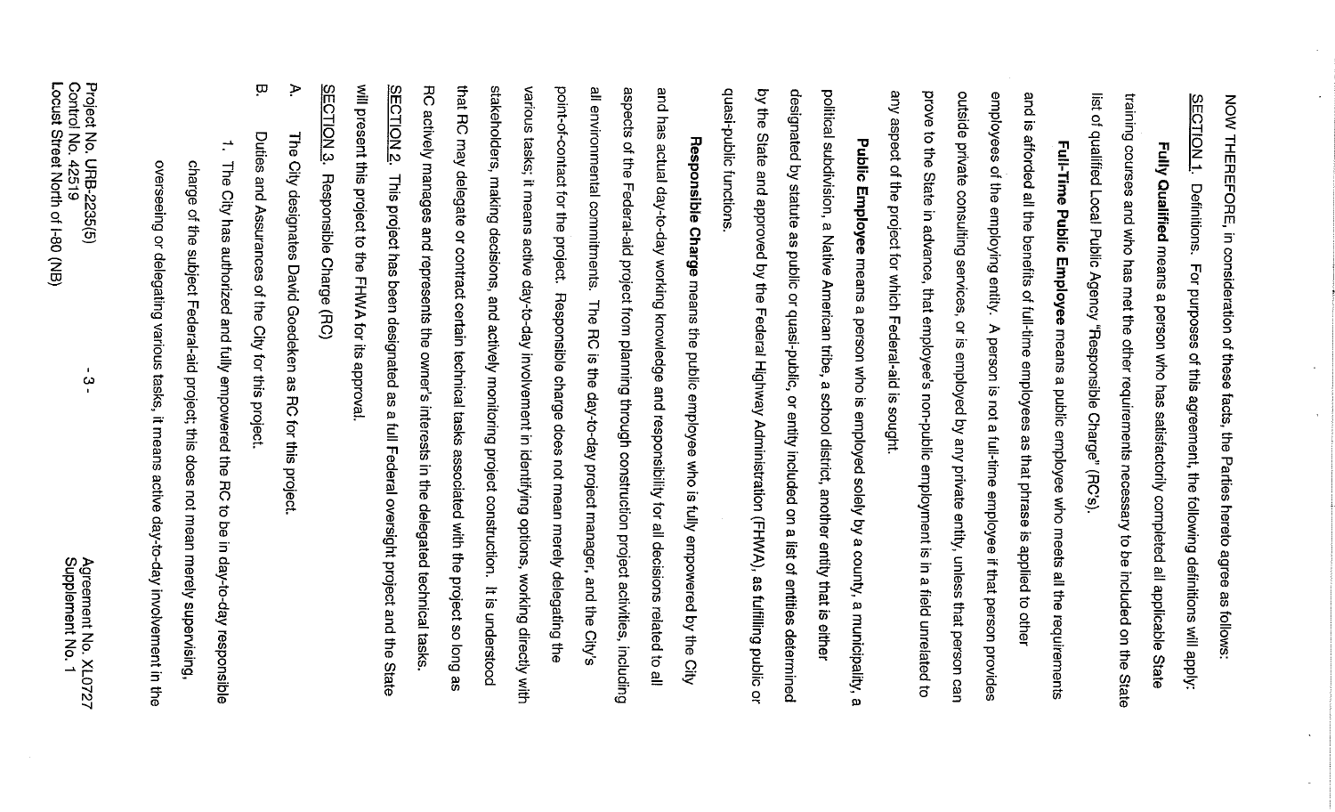NOW THEREFORE, in consideration of these facts, the Parties hereto agree as follows:

SECTION 1. Definitions. For purposes of this agreement, the following definitions will apply:

**Fully Qualified** means a person who has satisfactorily completed all applicable State training courses and who has met the other requirements necessary to be included on the State list of qualified Local Public Agency "Responsible Charge" (RC's).

**Full-Time Public Employee** means a public employee who meets all the requirements and is afforded all the benefits of full-time employees as that phrase is applied to other employees of the employing entity. A person is not a full-time employee if that person provides outside private consulting services, or is employed by any private entity, unless that person can prove to the State in advance, that employee's non-public employment is in a field unrelated to any aspect of the project for which Federal-aid is sought.

**Public Employee** means a person who is employed solely by a county, a municipality, a political subdivision, a Native American tribe, a school district, another entity that is either designated by statute as public or quasi-public, or entity included on a list of entities determined by the State and approved by the Federal Highway Administration (FHWA), as fulfilling public or quasi-public functions.

**Responsible Charge** means the public employee who is fully empowered by the City and has actual day-to-day working knowledge and responsibility for all decisions related to all aspects of the Federal-aid project from planning through construction project activities, including all environmental commitments. The RC is the day-to-day project manager, and the City's point-of-contact for the project. Responsible charge does not mean merely delegating the various tasks; it means active day-to-day involvement in identifying options, working directly with stakeholders, making decisions, and actively monitoring project construction. It is understood that RC may delegate or contract certain technical tasks associated with the project so long as RC actively manages and represents the owner's interests in the delegated technical tasks.

SECTION 2. This project has been designated as a full Federal oversight project and the State will present this project to the FHWA for its approval.

SECTION 3. Responsible Charge (RC)

A. The City designates David Goedeken as RC for this project.

B. Duties and Assurances of the City for this project.

1. The City has authorized and fully empowered the RC to be in day-to-day responsible charge of the subject Federal-aid project; this does not mean merely supervising, overseeing or delegating various tasks, it means active day-to-day involvement in the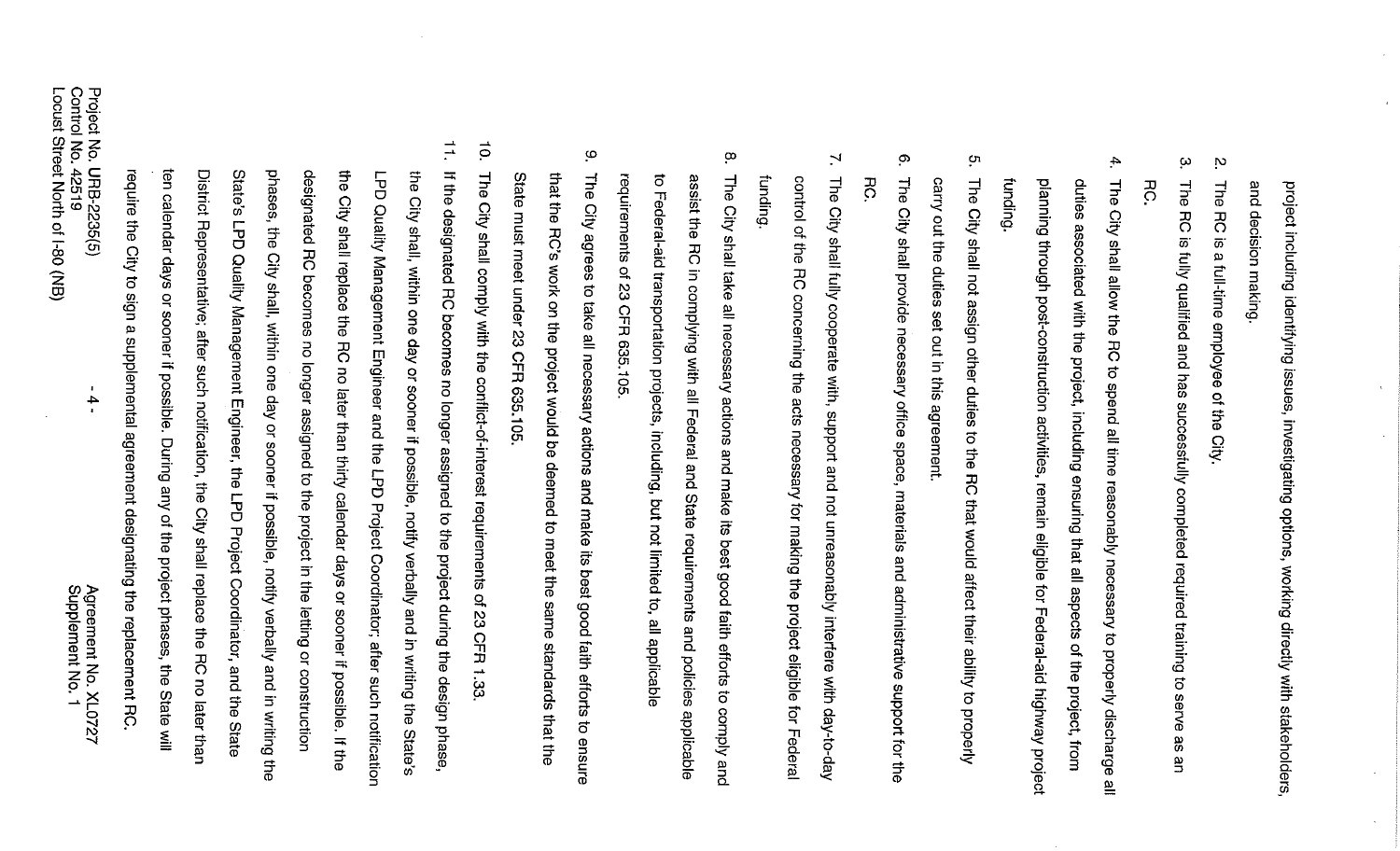project including identifying issues, investigating options, working directly with stakeholders, and decision making.

2. The RC is a full-time employee of the City.

3. The RC is fully qualified and has successfully completed required training to serve as an RC.

4. The City shall allow the RC to spend all time reasonably necessary to properly discharge all duties associated with the project, including ensuring that all aspects of the project, from planning through post-construction activities, remain eligible for Federal-aid highway project funding.

5. The City shall not assign other duties to the RC that would affect their ability to properly carry out the duties set out in this agreement.

6. The City shall provide necessary office space, materials and administrative support for the RC.

7. The City shall fully cooperate with, support and not unreasonably interfere with day-to-day control of the RC concerning the acts necessary for making the project eligible for Federal funding.

8. The City shall take all necessary actions and make its best good faith efforts to comply and assist the RC in complying with all Federal and State requirements and policies applicable to Federal-aid transportation projects, including, but not limited to, all applicable requirements of 23 CFR 635.105.

9. The City agrees to take all necessary actions and make its best good faith efforts to ensure that the RC's work on the project would be deemed to meet the same standards that the State must meet under 23 CFR 635.105.

10. The City shall comply with the conflict-of-interest requirements of 23 CFR 1.33.

11. If the designated RC becomes no longer assigned to the project during the design phase, the City shall, within one day or sooner if possible, notify verbally and in writing the State's LPD Quality Management Engineer and the LPD Project Coordinator; after such notification the City shall replace the RC no later than thirty calendar days or sooner if possible. If the designated RC becomes no longer assigned to the project in the letting or construction phases, the City shall, within one day or sooner if possible, notify verbally and in writing the State's LPD Quality Management Engineer, the LPD Project Coordinator, and the State District Representative; after such notification, the City shall replace the RC no later than ten calendar days or sooner if possible. During any of the project phases, the State will require the City to sign a supplemental agreement designating the replacement RC.

Project No. URB-2235(5)
Control No. 42519
Locust Street North of I-80 (NB)

Agreement No. XL0727
Supplement No. 1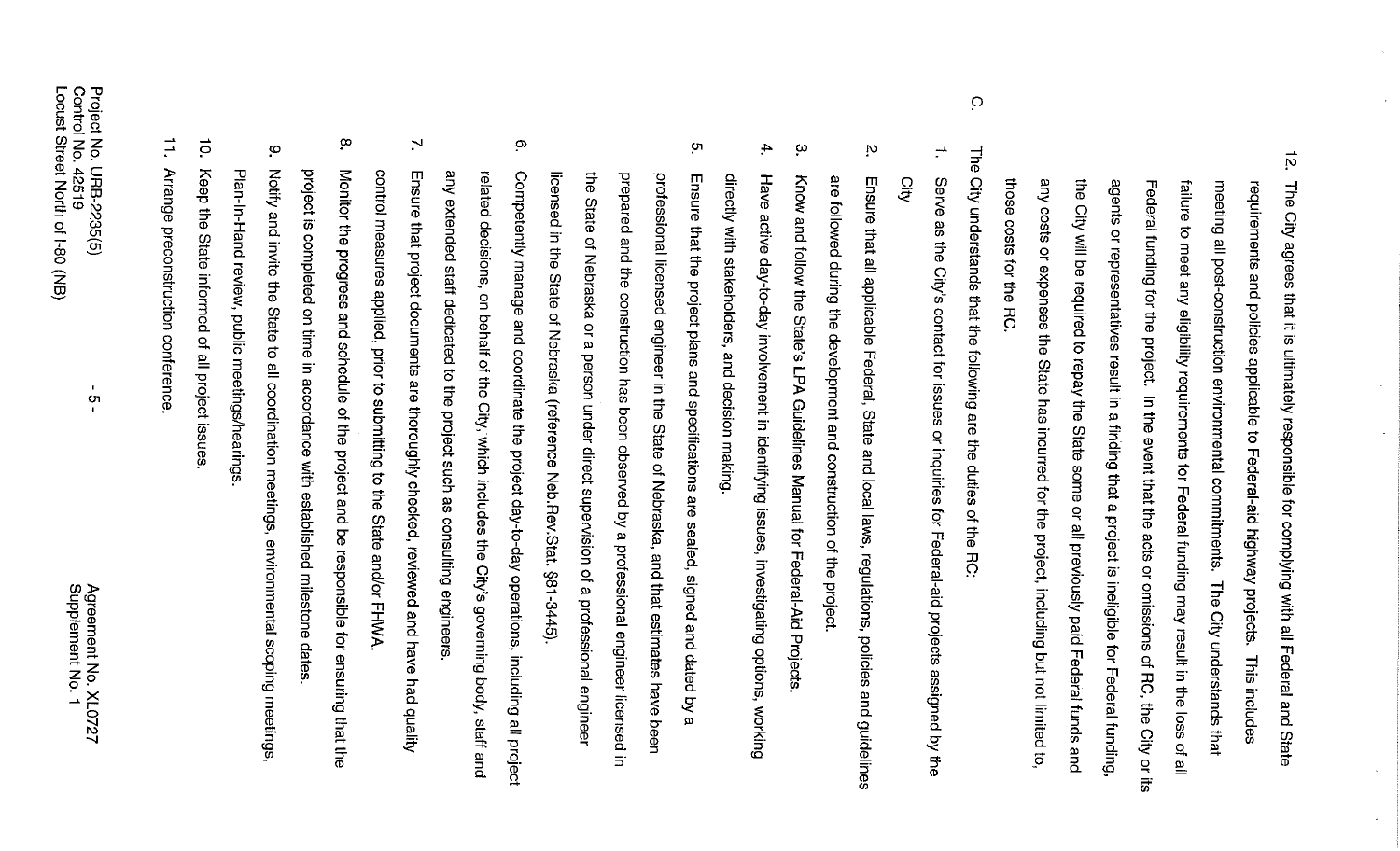12. The City agrees that it is ultimately responsible for complying with all Federal and State requirements and policies applicable to Federal-aid highway projects. This includes meeting all post-construction environmental commitments. The City understands that failure to meet any eligibility requirements for Federal funding may result in the loss of all Federal funding for the project. In the event that the acts or omissions of RC, the City or its agents or representatives result in a finding that a project is ineligible for Federal funding, the City will be required to repay the State some or all previously paid Federal funds and any costs or expenses the State has incurred for the project, including but not limited to, those costs for the RC.

C. The City understands that the following are the duties of the RC:

1. Serve as the City's contact for issues or inquiries for Federal-aid projects assigned by the City
2. Ensure that all applicable Federal, State and local laws, regulations, polices and guidelines are followed during the development and construction of the project.
3. Know and follow the State's LPA Guidelines Manual for Federal-Aid Projects.
4. Have active day-to-day involvement in identifying issues, investigating options, working directly with stakeholders, and decision making.
5. Ensure that the project plans and specifications are sealed, signed and dated by a professional licensed engineer in the State of Nebraska, and that estimates have been prepared and the construction has been observed by a professional engineer licensed in the State of Nebraska or a person under direct supervision of a professional engineer licensed in the State of Nebraska (reference Neb.Rev.Stat. §81-3445).
6. Competently manage and coordinate the project day-to-day operations, including all project related decisions, on behalf of the City, which includes the City's governing body, staff and any extended staff dedicated to the project such as consulting engineers.
7. Ensure that project documents are thoroughly checked, reviewed and have had quality control measures applied, prior to submitting to the State and/or FHWA.
8. Monitor the progress and schedule of the project and be responsible for ensuring that the project is completed on time in accordance with established milestone dates.
9. Notify and invite the State to all coordination meetings, environmental scoping meetings, Plan-In-Hand review, public meetings/hearings.
10. Keep the State informed of all project issues.
11. Arrange preconstruction conference.

Project No. URB-2235(5)
Control No. 42519
Locust Street North of I-80 (NB)

Agreement No. XL0727
Supplement No. 1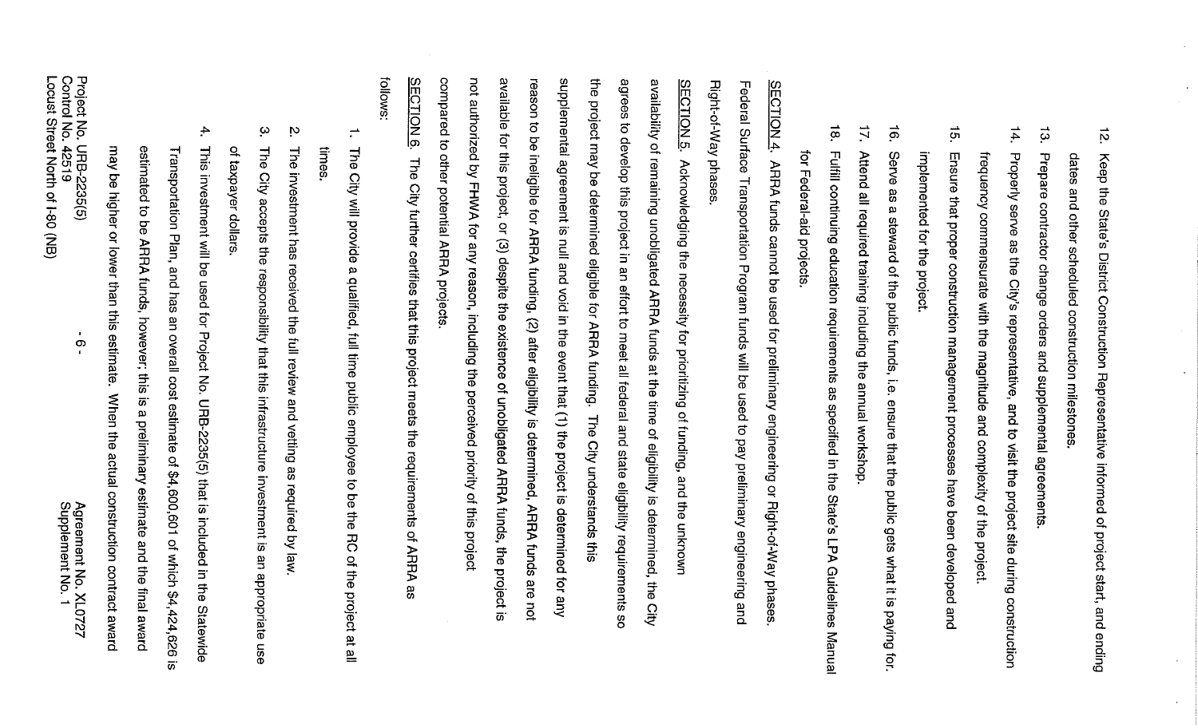12. Keep the State's District Construction Representative informed of project start, and ending dates and other scheduled construction milestones.
13. Prepare contractor change orders and supplemental agreements.
14. Properly serve as the City's representative, and to visit the project site during construction frequency commensurate with the magnitude and complexity of the project.
15. Ensure that proper construction management processes have been developed and implemented for the project.
16. Serve as a steward of the public funds, i.e. ensure that the public gets what it is paying for.
17. Attend all required training including the annual workshop.
18. Fulfill continuing education requirements as specified in the State's LPA Guidelines Manual for Federal-aid projects.

SECTION 4. ARRA funds cannot be used for preliminary engineering or Right-of-Way phases. Federal Surface Transportation Program funds will be used to pay preliminary engineering and Right-of-Way phases.

SECTION 5. Acknowledging the necessity for prioritizing of funding, and the unknown availability of remaining unobligated ARRA funds at the time of eligibility is determined, the City agrees to develop this project in an effort to meet all federal and state eligibility requirements so the project may be determined eligible for ARRA funding. The City understands this supplemental agreement is null and void in the event that (1) the project is determined for any reason to be ineligible for ARRA funding, (2) after eligibility is determined, ARRA funds are not available for this project, or (3) despite the existence of unobligated ARRA funds, the project is not authorized by FHWA for any reason, including the perceived priority of this project compared to other potential ARRA projects.

SECTION 6. The City further certifies that this project meets the requirements of ARRA as follows:

1. The City will provide a qualified, full time public employee to be the RC of the project at all times.
2. The investment has received the full review and vetting as required by law.
3. The City accepts the responsibility that this infrastructure investment is an appropriate use of taxpayer dollars.
4. This investment will be used for Project No. URB-2235(5) that is included in the Statewide Transportation Plan, and has an overall cost estimate of $4,600,601 of which $4,424,626 is estimated to be ARRA funds, however; this is a preliminary estimate and the final award may be higher or lower than this estimate. When the actual construction contract award

Project No. URB-2235(5)
Control No. 42519
Locust Street North of I-80 (NB)

Agreement No. XL0727
Supplement No. 1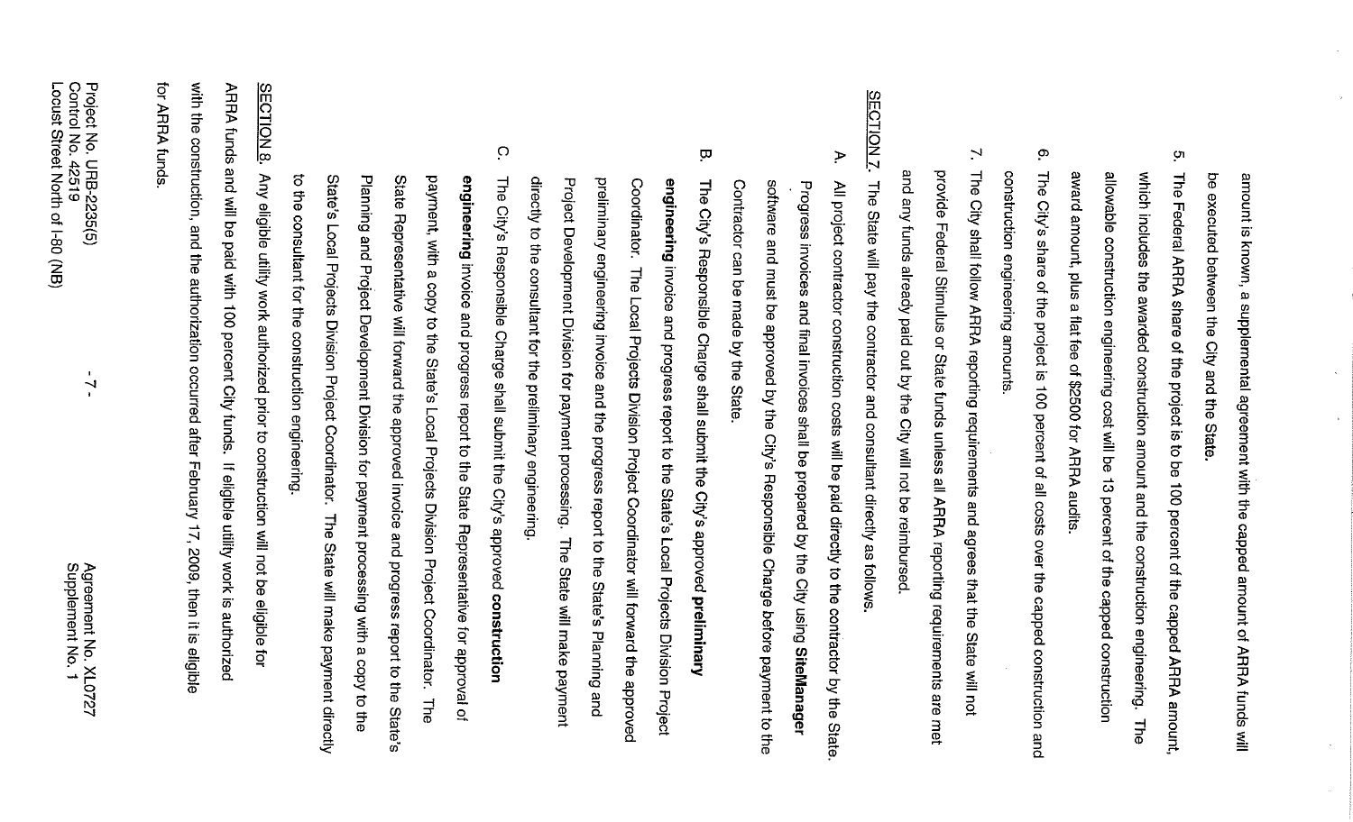amount is known, a supplemental agreement with the capped amount of ARRA funds will be executed between the City and the State.

5. The Federal ARRA share of the project is to be 100 percent of the capped ARRA amount, which includes the awarded construction amount and the construction engineering. The allowable construction engineering cost will be 13 percent of the capped construction award amount, plus a flat fee of $2500 for ARRA audits.

6. The City's share of the project is 100 percent of all costs over the capped construction and construction engineering amounts.

7. The City shall follow ARRA reporting requirements and agrees that the State will not provide Federal Stimulus or State funds unless all ARRA reporting requirements are met and any funds already paid out by the City will not be reimbursed.

SECTION 7. The State will pay the contractor and consultant directly as follows.

A. All project contractor construction costs will be paid directly to the contractor by the State. Progress invoices and final invoices shall be prepared by the City using **SiteManager** software and must be approved by the City's Responsible Charge before payment to the Contractor can be made by the State.

B. The City's Responsible Charge shall submit the City's approved **preliminary engineering** invoice and progress report to the State's Local Projects Division Project Coordinator. The Local Projects Division Project Coordinator will forward the approved preliminary engineering invoice and the progress report to the State's Planning and Project Development Division for payment processing. The State will make payment directly to the consultant for the preliminary engineering.

C. The City's Responsible Charge shall submit the City's approved **construction engineering** invoice and progress report to the State Representative for approval of payment, with a copy to the State's Local Projects Division Project Coordinator. The State Representative will forward the approved invoice and progress report to the State's Planning and Project Development Division for payment processing with a copy to the State's Local Projects Division Project Coordinator. The State will make payment directly to the consultant for the construction engineering.

SECTION 8. Any eligible utility work authorized prior to construction will not be eligible for ARRA funds and will be paid with 100 percent City funds. If eligible utility work is authorized with the construction, and the authorization occurred after February 17, 2009, then it is eligible for ARRA funds.

Project No. URB-2235(5)
Control No. 42519
Locust Street North of I-80 (NB)

Agreement No. XL0727
Supplement No. 1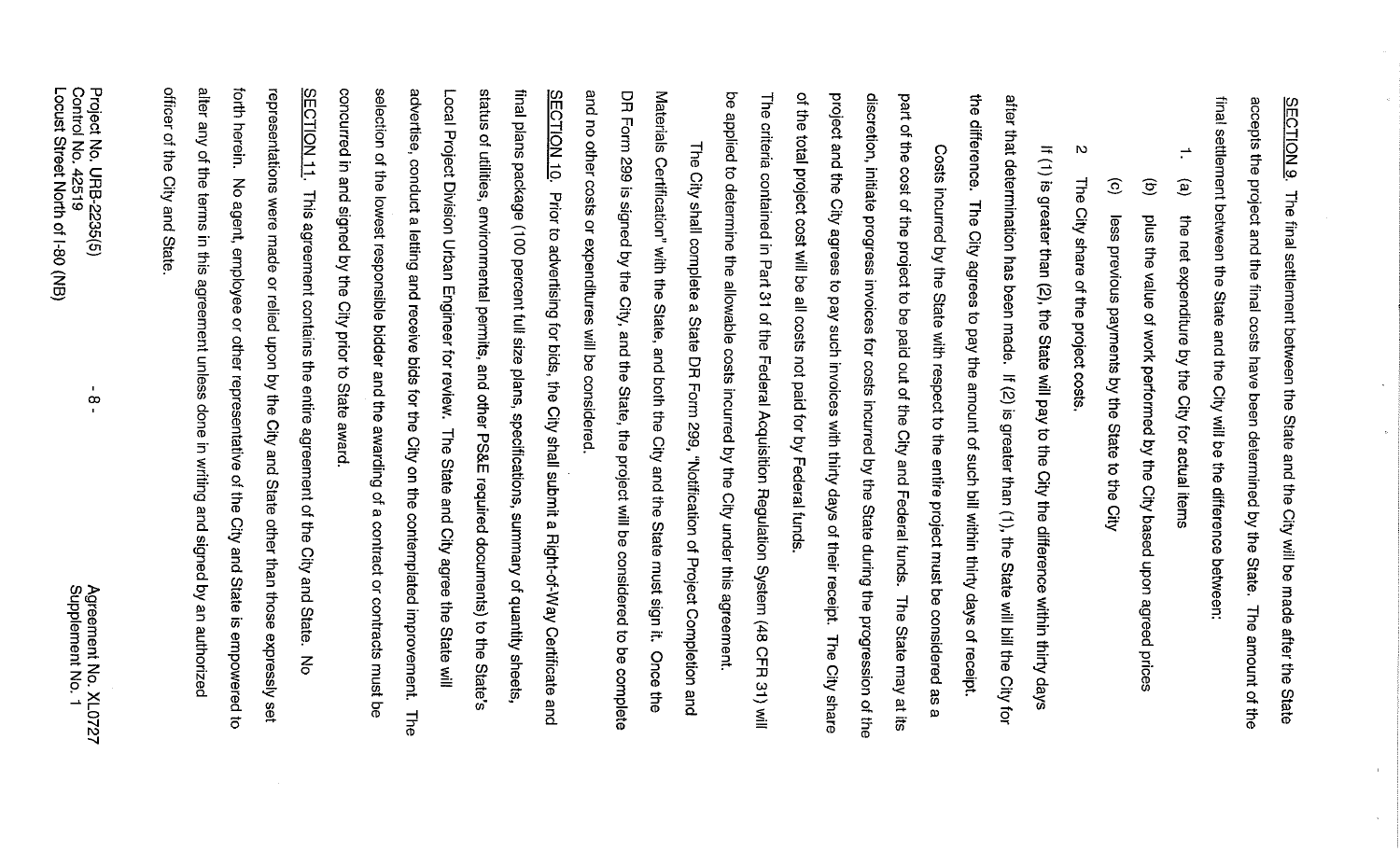SECTION 9. The final settlement between the State and the City will be made after the State accepts the project and the final costs have been determined by the State. The amount of the final settlement between the State and the City will be the difference between:

1. (a) the net expenditure by the City for actual items

   (b) plus the value of work performed by the City based upon agreed prices

   (c) less previous payments by the State to the City

2. The City share of the project costs.

If (1) is greater than (2), the State will pay to the City the difference within thirty days after that determination has been made. If (2) is greater than (1), the State will bill the City for the difference. The City agrees to pay the amount of such bill within thirty days of receipt.

Costs incurred by the State with respect to the entire project must be considered as a part of the cost of the project to be paid out of the City and Federal funds. The State may at its discretion, initiate progress invoices for costs incurred by the State during the progression of the project and the City agrees to pay such invoices with thirty days of their receipt. The City share of the total project cost will be all costs not paid for by Federal funds.

The criteria contained in Part 31 of the Federal Acquisition Regulation System (48 CFR 31) will be applied to determine the allowable costs incurred by the City under this agreement.

The City shall complete a State DR Form 299, "Notification of Project Completion and Materials Certification" with the State, and both the City and the State must sign it. Once the DR Form 299 is signed by the City, and the State, the project will be considered to be complete and no other costs or expenditures will be considered.

SECTION 10. Prior to advertising for bids, the City shall submit a Right-of-Way Certificate and final plans package (100 percent full size plans, specifications, summary of quantity sheets, status of utilities, environmental permits, and other PS&E required documents) to the State's Local Project Division Urban Engineer for review. The State and City agree the State will advertise, conduct a letting and receive bids for the City on the contemplated improvement. The selection of the lowest responsible bidder and the awarding of a contract or contracts must be concurred in and signed by the City prior to State award.

SECTION 11. This agreement contains the entire agreement of the City and State. No representations were made or relied upon by the City and State other than those expressly set forth herein. No agent, employee or other representative of the City and State is empowered to alter any of the terms in this agreement unless done in writing and signed by an authorized officer of the City and State.

Project No. URB-2235(5)
Control No. 42519
Locust Street North of I-80 (NB)

Agreement No. XL0727
Supplement No. 1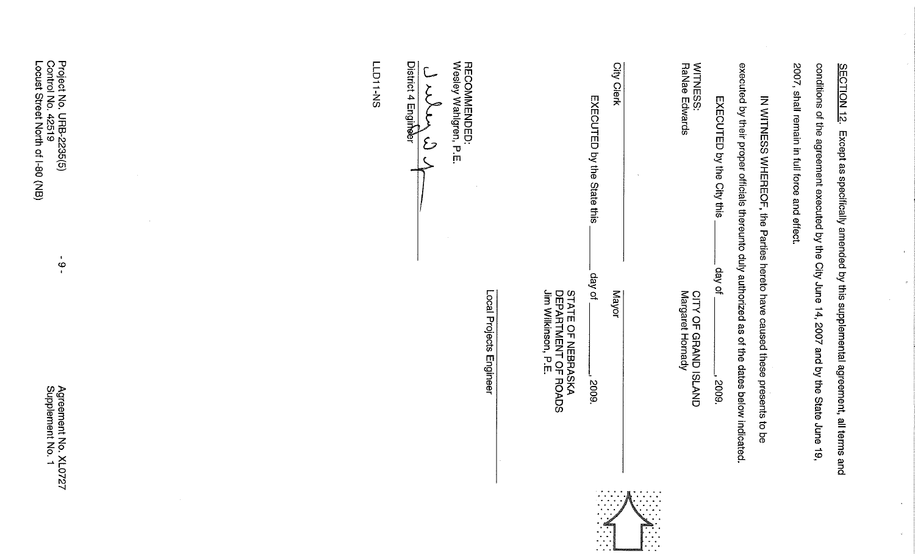SECTION 12. Except as specifically amended by this supplemental agreement, all terms and conditions of the agreement executed by the City June 14, 2007 and by the State June 19, 2007, shall remain in full force and effect.

IN WITNESS WHEREOF, the Parties hereto have caused these presents to be executed by their proper officials thereunto duly authorized as of the dates below indicated.

EXECUTED by the City this _____ day of _____________, 2009.

WITNESS:
RaNae Edwards

_______________________
City Clerk

CITY OF GRAND ISLAND
Margaret Hornady

_______________________
Mayor

EXECUTED by the State this _____ day of _____________, 2009.

STATE OF NEBRASKA
DEPARTMENT OF ROADS
Jim Wilkinson, P.E.

_______________________
Local Projects Engineer

RECOMMENDED:
Wesley Wahlgren, P.E.

_______________________
District 4 Engineer

LLD11-NS

Project No. URB-2235(5)
Control No. 42519
Locust Street North of I-80 (NB)

Agreement No. XL0727
Supplement No. 1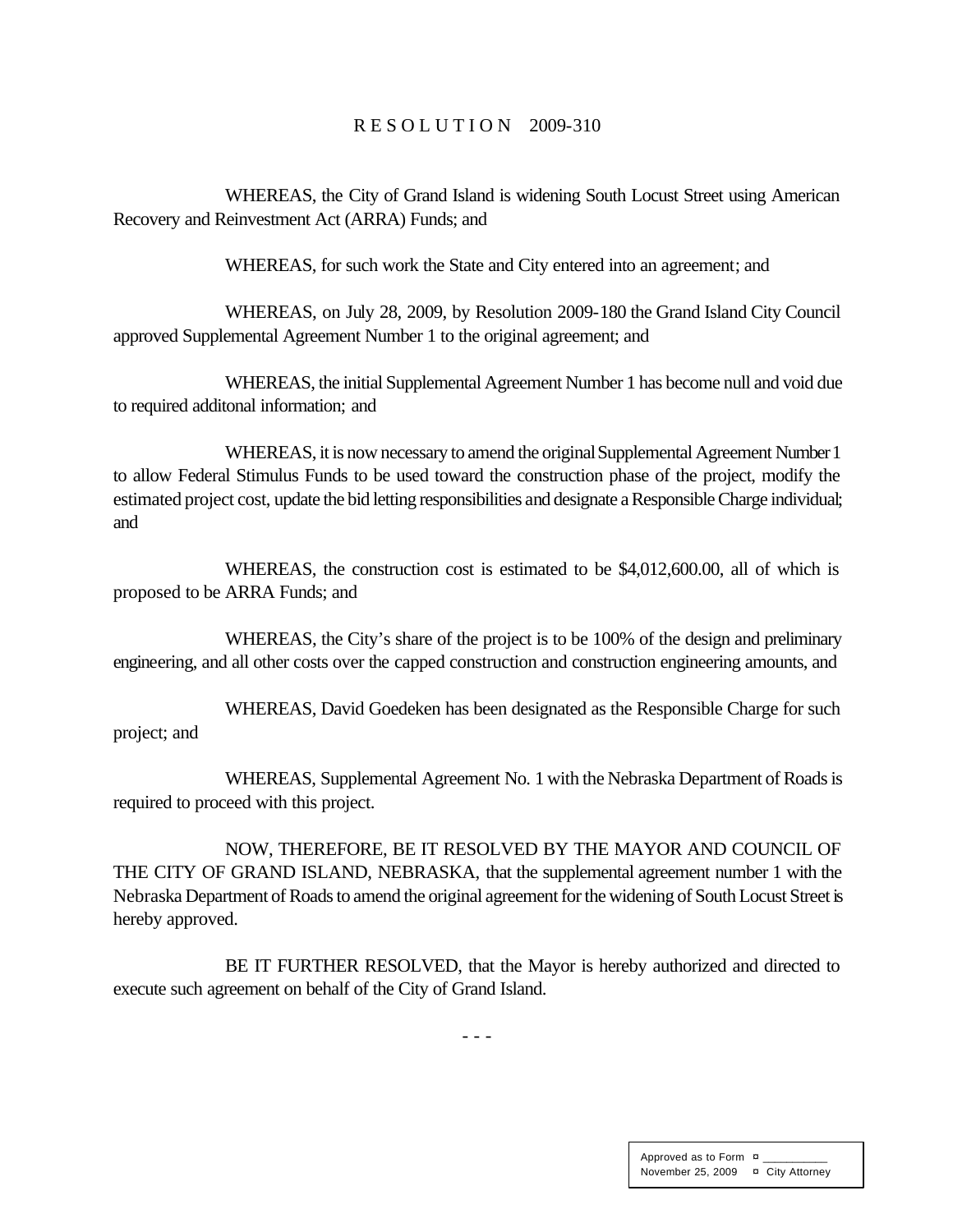# R E S O L U T I O N 2009-310

WHEREAS, the City of Grand Island is widening South Locust Street using American Recovery and Reinvestment Act (ARRA) Funds; and

WHEREAS, for such work the State and City entered into an agreement; and

WHEREAS, on July 28, 2009, by Resolution 2009-180 the Grand Island City Council approved Supplemental Agreement Number 1 to the original agreement; and

WHEREAS, the initial Supplemental Agreement Number 1 has become null and void due to required additonal information; and

WHEREAS, it is now necessary to amend the original Supplemental Agreement Number 1 to allow Federal Stimulus Funds to be used toward the construction phase of the project, modify the estimated project cost, update the bid letting responsibilities and designate a Responsible Charge individual; and

WHEREAS, the construction cost is estimated to be $4,012,600.00, all of which is proposed to be ARRA Funds; and

WHEREAS, the City's share of the project is to be 100% of the design and preliminary engineering, and all other costs over the capped construction and construction engineering amounts, and

WHEREAS, David Goedeken has been designated as the Responsible Charge for such project; and

WHEREAS, Supplemental Agreement No. 1 with the Nebraska Department of Roads is required to proceed with this project.

NOW, THEREFORE, BE IT RESOLVED BY THE MAYOR AND COUNCIL OF THE CITY OF GRAND ISLAND, NEBRASKA, that the supplemental agreement number 1 with the Nebraska Department of Roads to amend the original agreement for the widening of South Locust Street is hereby approved.

BE IT FURTHER RESOLVED, that the Mayor is hereby authorized and directed to execute such agreement on behalf of the City of Grand Island.

- - -

| Approved as to Form | ¤ ___________ |
|---|---|
| November 25, 2009 | ¤ City Attorney |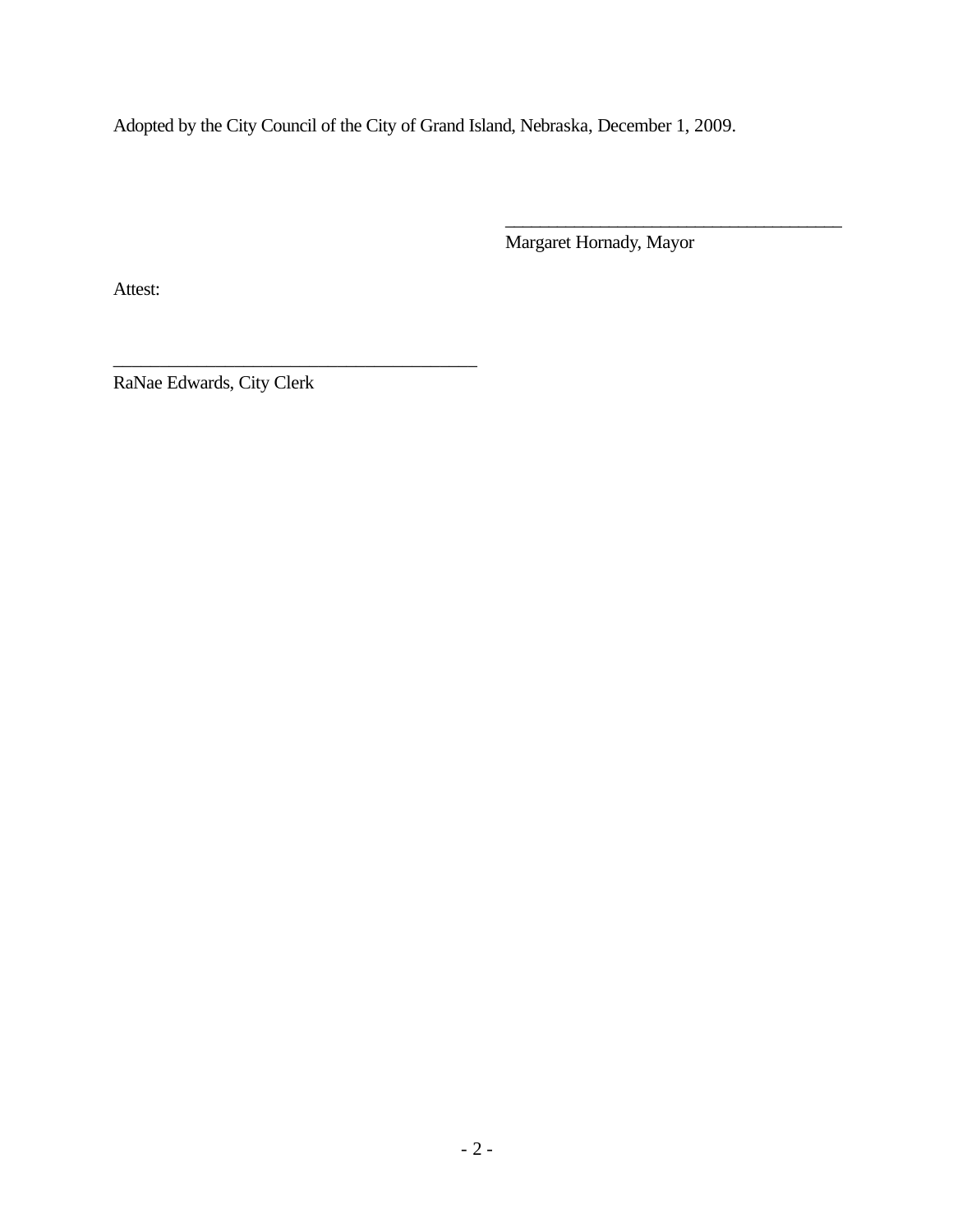Adopted by the City Council of the City of Grand Island, Nebraska, December 1, 2009.

\_\_\_\_\_\_\_\_\_\_\_\_\_\_\_\_\_\_\_\_\_\_\_\_\_\_\_\_\_\_\_\_\_\_\_\_\_\_\_\_
Margaret Hornady, Mayor

Attest:

\_\_\_\_\_\_\_\_\_\_\_\_\_\_\_\_\_\_\_\_\_\_\_\_\_\_\_\_\_\_\_\_\_\_\_\_\_\_\_\_
RaNae Edwards, City Clerk